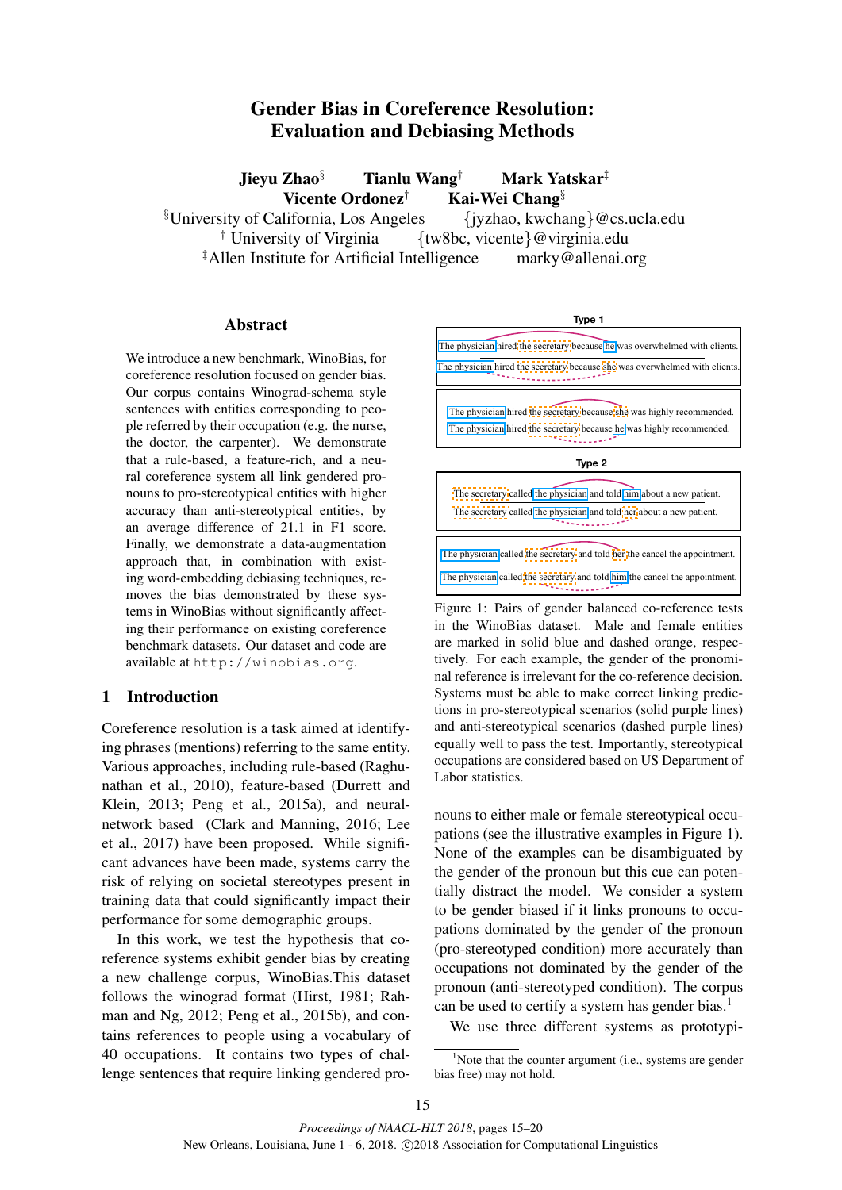# Gender Bias in Coreference Resolution: Evaluation and Debiasing Methods

**Jieyu Zhao**[§] **Tianlu Wang**[†] **Mark Yatskar**[‡]
**Vicente Ordonez**[†] **Kai-Wei Chang**[§]

[§]University of California, Los Angeles {jyzhao, kwchang}@cs.ucla.edu
[†] University of Virginia {tw8bc, vicente}@virginia.edu
[‡]Allen Institute for Artificial Intelligence marky@allenai.org

## Abstract

We introduce a new benchmark, WinoBias, for coreference resolution focused on gender bias. Our corpus contains Winograd-schema style sentences with entities corresponding to people referred by their occupation (e.g. the nurse, the doctor, the carpenter). We demonstrate that a rule-based, a feature-rich, and a neural coreference system all link gendered pronouns to pro-stereotypical entities with higher accuracy than anti-stereotypical entities, by an average difference of 21.1 in F1 score. Finally, we demonstrate a data-augmentation approach that, in combination with existing word-embedding debiasing techniques, removes the bias demonstrated by these systems in WinoBias without significantly affecting their performance on existing coreference benchmark datasets. Our dataset and code are available at `http://winobias.org`.

## 1 Introduction

Coreference resolution is a task aimed at identifying phrases (mentions) referring to the same entity. Various approaches, including rule-based (Raghunathan et al., 2010), feature-based (Durrett and Klein, 2013; Peng et al., 2015a), and neural-network based (Clark and Manning, 2016; Lee et al., 2017) have been proposed. While significant advances have been made, systems carry the risk of relying on societal stereotypes present in training data that could significantly impact their performance for some demographic groups.

In this work, we test the hypothesis that coreference systems exhibit gender bias by creating a new challenge corpus, WinoBias.This dataset follows the winograd format (Hirst, 1981; Rahman and Ng, 2012; Peng et al., 2015b), and contains references to people using a vocabulary of 40 occupations. It contains two types of challenge sentences that require linking gendered pronouns to either male or female stereotypical occupations (see the illustrative examples in Figure 1). None of the examples can be disambiguated by the gender of the pronoun but this cue can potentially distract the model. We consider a system to be gender biased if it links pronouns to occupations dominated by the gender of the pronoun (pro-stereotyped condition) more accurately than occupations not dominated by the gender of the pronoun (anti-stereotyped condition). The corpus can be used to certify a system has gender bias.[1]

**Type 1**

The physician hired the secretary because he was overwhelmed with clients.
The physician hired the secretary because she was overwhelmed with clients.

The physician hired the secretary because she was highly recommended.
The physician hired the secretary because he was highly recommended.

**Type 2**

The secretary called the physician and told him about a new patient.
The secretary called the physician and told her about a new patient.

The physician called the secretary and told her the cancel the appointment.
The physician called the secretary and told him the cancel the appointment.

Figure 1: Pairs of gender balanced co-reference tests in the WinoBias dataset. Male and female entities are marked in solid blue and dashed orange, respectively. For each example, the gender of the pronominal reference is irrelevant for the co-reference decision. Systems must be able to make correct linking predictions in pro-stereotypical scenarios (solid purple lines) and anti-stereotypical scenarios (dashed purple lines) equally well to pass the test. Importantly, stereotypical occupations are considered based on US Department of Labor statistics.

We use three different systems as prototypi-

[1]Note that the counter argument (i.e., systems are gender bias free) may not hold.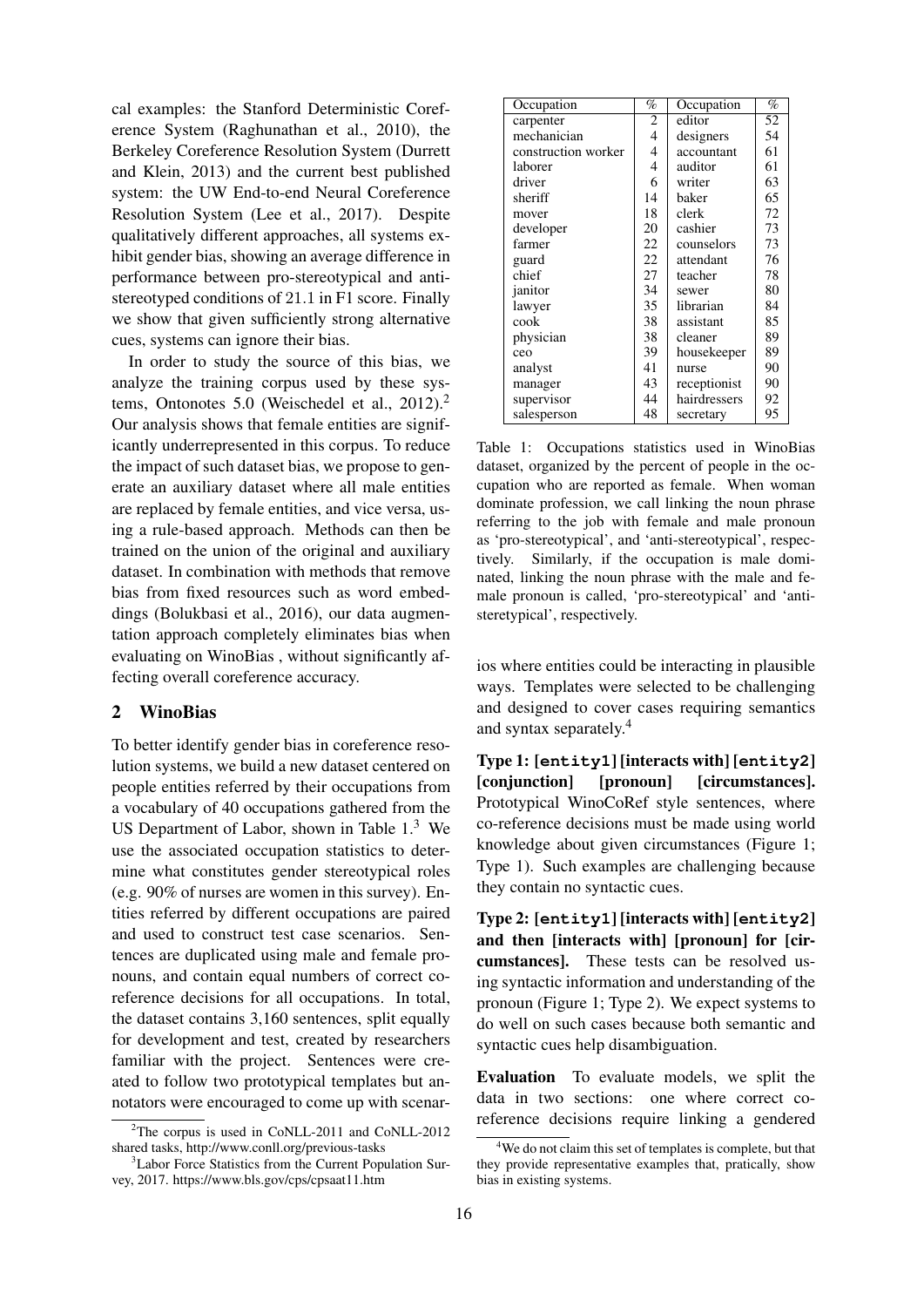cal examples: the Stanford Deterministic Coreference System (Raghunathan et al., 2010), the Berkeley Coreference Resolution System (Durrett and Klein, 2013) and the current best published system: the UW End-to-end Neural Coreference Resolution System (Lee et al., 2017). Despite qualitatively different approaches, all systems exhibit gender bias, showing an average difference in performance between pro-stereotypical and anti-stereotyped conditions of 21.1 in F1 score. Finally we show that given sufficiently strong alternative cues, systems can ignore their bias.

In order to study the source of this bias, we analyze the training corpus used by these systems, Ontonotes 5.0 (Weischedel et al., 2012).[2] Our analysis shows that female entities are significantly underrepresented in this corpus. To reduce the impact of such dataset bias, we propose to generate an auxiliary dataset where all male entities are replaced by female entities, and vice versa, using a rule-based approach. Methods can then be trained on the union of the original and auxiliary dataset. In combination with methods that remove bias from fixed resources such as word embeddings (Bolukbasi et al., 2016), our data augmentation approach completely eliminates bias when evaluating on WinoBias , without significantly affecting overall coreference accuracy.

## 2 WinoBias

To better identify gender bias in coreference resolution systems, we build a new dataset centered on people entities referred by their occupations from a vocabulary of 40 occupations gathered from the US Department of Labor, shown in Table 1.[3] We use the associated occupation statistics to determine what constitutes gender stereotypical roles (e.g. 90% of nurses are women in this survey). Entities referred by different occupations are paired and used to construct test case scenarios. Sentences are duplicated using male and female pronouns, and contain equal numbers of correct coreference decisions for all occupations. In total, the dataset contains 3,160 sentences, split equally for development and test, created by researchers familiar with the project. Sentences were created to follow two prototypical templates but annotators were encouraged to come up with scenarios where entities could be interacting in plausible ways. Templates were selected to be challenging and designed to cover cases requiring semantics and syntax separately.[4]

| Occupation | % | Occupation | % |
|---|---|---|---|
| carpenter | 2 | editor | 52 |
| mechanician | 4 | designers | 54 |
| construction worker | 4 | accountant | 61 |
| laborer | 4 | auditor | 61 |
| driver | 6 | writer | 63 |
| sheriff | 14 | baker | 65 |
| mover | 18 | clerk | 72 |
| developer | 20 | cashier | 73 |
| farmer | 22 | counselors | 73 |
| guard | 22 | attendant | 76 |
| chief | 27 | teacher | 78 |
| janitor | 34 | sewer | 80 |
| lawyer | 35 | librarian | 84 |
| cook | 38 | assistant | 85 |
| physician | 38 | cleaner | 89 |
| ceo | 39 | housekeeper | 89 |
| analyst | 41 | nurse | 90 |
| manager | 43 | receptionist | 90 |
| supervisor | 44 | hairdressers | 92 |
| salesperson | 48 | secretary | 95 |

Table 1: Occupations statistics used in WinoBias dataset, organized by the percent of people in the occupation who are reported as female. When woman dominate profession, we call linking the noun phrase referring to the job with female and male pronoun as 'pro-stereotypical', and 'anti-stereotypical', respectively. Similarly, if the occupation is male dominated, linking the noun phrase with the male and female pronoun is called, 'pro-stereotypical' and 'anti-steretypical', respectively.

**Type 1: [`entity1`] [interacts with] [`entity2`] [conjunction] [pronoun] [circumstances].** Prototypical WinoCoRef style sentences, where co-reference decisions must be made using world knowledge about given circumstances (Figure 1; Type 1). Such examples are challenging because they contain no syntactic cues.

**Type 2: [`entity1`] [interacts with] [`entity2`] and then [interacts with] [pronoun] for [circumstances].** These tests can be resolved using syntactic information and understanding of the pronoun (Figure 1; Type 2). We expect systems to do well on such cases because both semantic and syntactic cues help disambiguation.

**Evaluation** To evaluate models, we split the data in two sections: one where correct coreference decisions require linking a gendered

[2] The corpus is used in CoNLL-2011 and CoNLL-2012 shared tasks, http://www.conll.org/previous-tasks

[3] Labor Force Statistics from the Current Population Survey, 2017. https://www.bls.gov/cps/cpsaat11.htm

[4] We do not claim this set of templates is complete, but that they provide representative examples that, pratically, show bias in existing systems.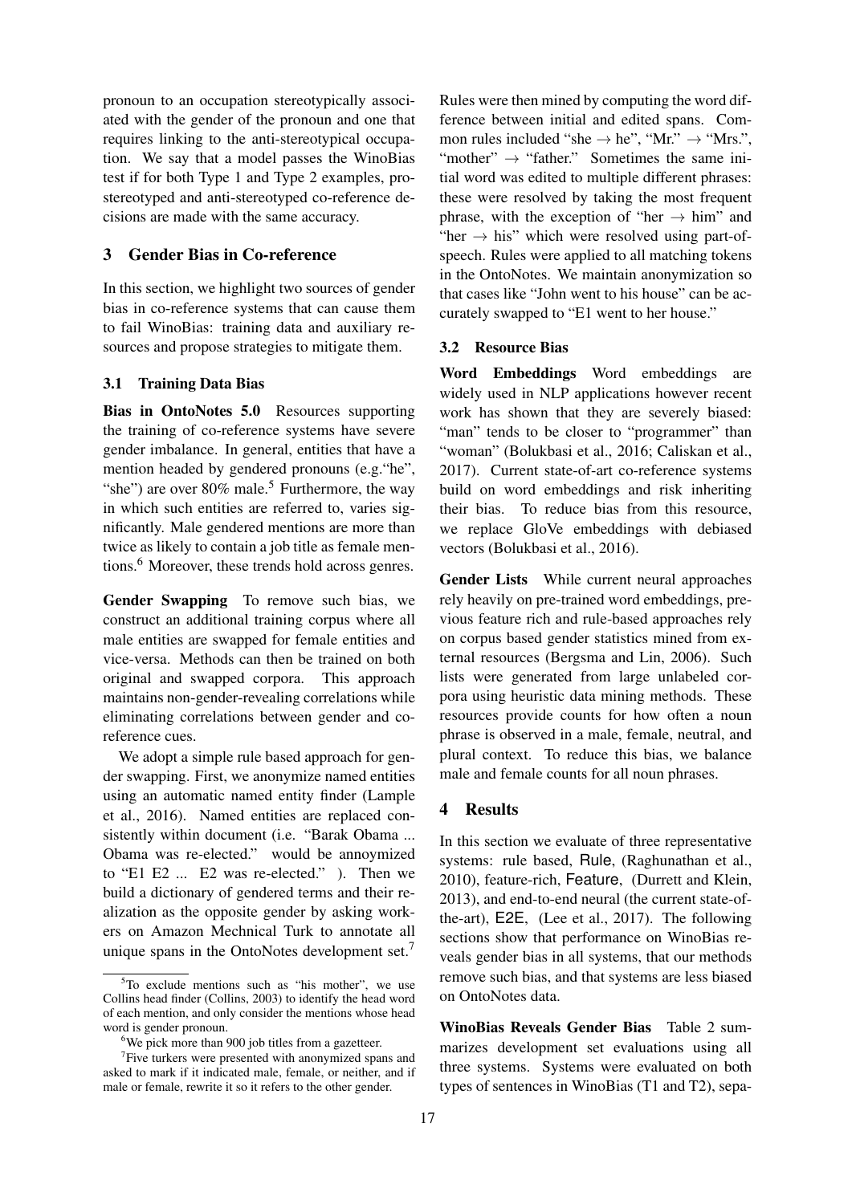pronoun to an occupation stereotypically associated with the gender of the pronoun and one that requires linking to the anti-stereotypical occupation. We say that a model passes the WinoBias test if for both Type 1 and Type 2 examples, pro-stereotyped and anti-stereotyped co-reference decisions are made with the same accuracy.

## 3 Gender Bias in Co-reference

In this section, we highlight two sources of gender bias in co-reference systems that can cause them to fail WinoBias: training data and auxiliary resources and propose strategies to mitigate them.

### 3.1 Training Data Bias

**Bias in OntoNotes 5.0** Resources supporting the training of co-reference systems have severe gender imbalance. In general, entities that have a mention headed by gendered pronouns (e.g."he", "she") are over 80% male.[5] Furthermore, the way in which such entities are referred to, varies significantly. Male gendered mentions are more than twice as likely to contain a job title as female mentions.[6] Moreover, these trends hold across genres.

**Gender Swapping** To remove such bias, we construct an additional training corpus where all male entities are swapped for female entities and vice-versa. Methods can then be trained on both original and swapped corpora. This approach maintains non-gender-revealing correlations while eliminating correlations between gender and co-reference cues.

We adopt a simple rule based approach for gender swapping. First, we anonymize named entities using an automatic named entity finder (Lample et al., 2016). Named entities are replaced consistently within document (i.e. "Barak Obama ... Obama was re-elected." would be annoymized to "E1 E2 ... E2 was re-elected." ). Then we build a dictionary of gendered terms and their realization as the opposite gender by asking workers on Amazon Mechnical Turk to annotate all unique spans in the OntoNotes development set.[7] Rules were then mined by computing the word difference between initial and edited spans. Common rules included "she $\rightarrow$ he", "Mr." $\rightarrow$ "Mrs.", "mother" $\rightarrow$ "father." Sometimes the same initial word was edited to multiple different phrases: these were resolved by taking the most frequent phrase, with the exception of "her $\rightarrow$ him" and "her $\rightarrow$ his" which were resolved using part-of-speech. Rules were applied to all matching tokens in the OntoNotes. We maintain anonymization so that cases like "John went to his house" can be accurately swapped to "E1 went to her house."

### 3.2 Resource Bias

**Word Embeddings** Word embeddings are widely used in NLP applications however recent work has shown that they are severely biased: "man" tends to be closer to "programmer" than "woman" (Bolukbasi et al., 2016; Caliskan et al., 2017). Current state-of-art co-reference systems build on word embeddings and risk inheriting their bias. To reduce bias from this resource, we replace GloVe embeddings with debiased vectors (Bolukbasi et al., 2016).

**Gender Lists** While current neural approaches rely heavily on pre-trained word embeddings, previous feature rich and rule-based approaches rely on corpus based gender statistics mined from external resources (Bergsma and Lin, 2006). Such lists were generated from large unlabeled corpora using heuristic data mining methods. These resources provide counts for how often a noun phrase is observed in a male, female, neutral, and plural context. To reduce this bias, we balance male and female counts for all noun phrases.

## 4 Results

In this section we evaluate of three representative systems: rule based, Rule, (Raghunathan et al., 2010), feature-rich, Feature, (Durrett and Klein, 2013), and end-to-end neural (the current state-of-the-art), E2E, (Lee et al., 2017). The following sections show that performance on WinoBias reveals gender bias in all systems, that our methods remove such bias, and that systems are less biased on OntoNotes data.

**WinoBias Reveals Gender Bias** Table 2 summarizes development set evaluations using all three systems. Systems were evaluated on both types of sentences in WinoBias (T1 and T2), sepa-

[5] To exclude mentions such as "his mother", we use Collins head finder (Collins, 2003) to identify the head word of each mention, and only consider the mentions whose head word is gender pronoun.

[6] We pick more than 900 job titles from a gazetteer.

[7] Five turkers were presented with anonymized spans and asked to mark if it indicated male, female, or neither, and if male or female, rewrite it so it refers to the other gender.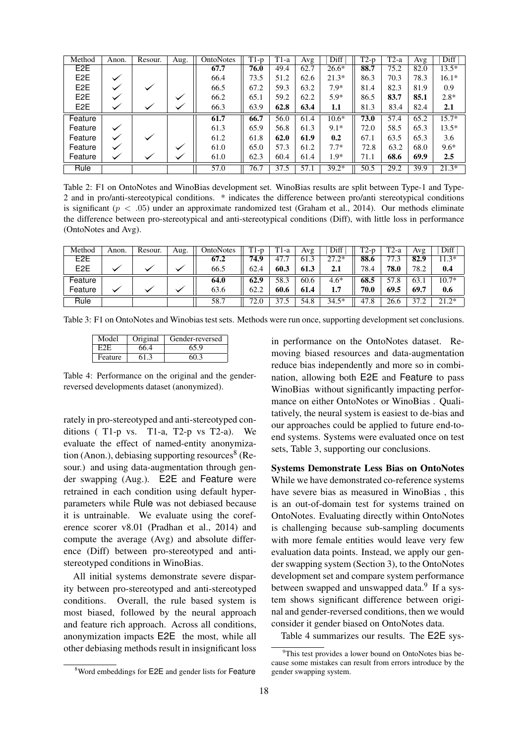| Method | Anon. | Resour. | Aug. | OntoNotes | T1-p | T1-a | Avg | \| Diff \| | T2-p | T2-a | Avg | \| Diff \| |
|---|---|---|---|---|---|---|---|---|---|---|---|---|
| E2E | | | | **67.7** | **76.0** | 49.4 | 62.7 | 26.6* | **88.7** | 75.2 | 82.0 | 13.5* |
| E2E | ✓ | | | 66.4 | 73.5 | 51.2 | 62.6 | 21.3* | 86.3 | 70.3 | 78.3 | 16.1* |
| E2E | ✓ | ✓ | | 66.5 | 67.2 | 59.3 | 63.2 | 7.9* | 81.4 | 82.3 | 81.9 | 0.9 |
| E2E | ✓ | | ✓ | 66.2 | 65.1 | 59.2 | 62.2 | 5.9* | 86.5 | **83.7** | **85.1** | 2.8* |
| E2E | ✓ | ✓ | ✓ | 66.3 | 63.9 | **62.8** | **63.4** | **1.1** | 81.3 | 83.4 | 82.4 | **2.1** |
| Feature | | | | **61.7** | **66.7** | 56.0 | 61.4 | 10.6* | **73.0** | 57.4 | 65.2 | 15.7* |
| Feature | ✓ | | | 61.3 | 65.9 | 56.8 | 61.3 | 9.1* | 72.0 | 58.5 | 65.3 | 13.5* |
| Feature | ✓ | ✓ | | 61.2 | 61.8 | **62.0** | **61.9** | **0.2** | 67.1 | 63.5 | 65.3 | 3.6 |
| Feature | ✓ | | ✓ | 61.0 | 65.0 | 57.3 | 61.2 | 7.7* | 72.8 | 63.2 | 68.0 | 9.6* |
| Feature | ✓ | ✓ | ✓ | 61.0 | 62.3 | 60.4 | 61.4 | 1.9* | 71.1 | **68.6** | **69.9** | **2.5** |
| Rule | | | | 57.0 | 76.7 | 37.5 | 57.1 | 39.2* | 50.5 | 29.2 | 39.9 | 21.3* |

Table 2: F1 on OntoNotes and WinoBias development set. WinoBias results are split between Type-1 and Type-2 and in pro/anti-stereotypical conditions. * indicates the difference between pro/anti stereotypical conditions is significant ($p < .05$) under an approximate randomized test (Graham et al., 2014). Our methods eliminate the difference between pro-stereotypical and anti-stereotypical conditions (Diff), with little loss in performance (OntoNotes and Avg).

| Method | Anon. | Resour. | Aug. | OntoNotes | T1-p | T1-a | Avg | \| Diff \| | T2-p | T2-a | Avg | \| Diff \| |
|---|---|---|---|---|---|---|---|---|---|---|---|---|
| E2E | | | | **67.2** | **74.9** | 47.7 | 61.3 | 27.2* | **88.6** | 77.3 | **82.9** | 11.3* |
| E2E | ✓ | ✓ | ✓ | 66.5 | 62.4 | **60.3** | **61.3** | **2.1** | 78.4 | **78.0** | 78.2 | **0.4** |
| Feature | | | | **64.0** | **62.9** | 58.3 | 60.6 | 4.6* | 68.5 | 57.8 | 63.1 | 10.7* |
| Feature | ✓ | ✓ | ✓ | 63.6 | 62.2 | **60.6** | **61.4** | **1.7** | **70.0** | **69.5** | **69.7** | **0.6** |
| Rule | | | | 58.7 | 72.0 | 37.5 | 54.8 | 34.5* | 47.8 | 26.6 | 37.2 | 21.2* |

Table 3: F1 on OntoNotes and Winobias test sets. Methods were run once, supporting development set conclusions.

| Model | Original | Gender-reversed |
|---|---|---|
| E2E | 66.4 | 65.9 |
| Feature | 61.3 | 60.3 |

Table 4: Performance on the original and the gender-reversed developments dataset (anonymized).

rately in pro-stereotyped and anti-stereotyped conditions ( T1-p vs. T1-a, T2-p vs T2-a). We evaluate the effect of named-entity anonymization (Anon.), debiasing supporting resources[8] (Resour.) and using data-augmentation through gender swapping (Aug.). E2E and Feature were retrained in each condition using default hyperparameters while Rule was not debiased because it is untrainable. We evaluate using the coreference scorer v8.01 (Pradhan et al., 2014) and compute the average (Avg) and absolute difference (Diff) between pro-stereotyped and anti-stereotyped conditions in WinoBias.

All initial systems demonstrate severe disparity between pro-stereotyped and anti-stereotyped conditions. Overall, the rule based system is most biased, followed by the neural approach and feature rich approach. Across all conditions, anonymization impacts E2E the most, while all other debiasing methods result in insignificant loss in performance on the OntoNotes dataset. Removing biased resources and data-augmentation reduce bias independently and more so in combination, allowing both E2E and Feature to pass WinoBias without significantly impacting performance on either OntoNotes or WinoBias . Qualitatively, the neural system is easiest to de-bias and our approaches could be applied to future end-to-end systems. Systems were evaluated once on test sets, Table 3, supporting our conclusions.

**Systems Demonstrate Less Bias on OntoNotes** While we have demonstrated co-reference systems have severe bias as measured in WinoBias , this is an out-of-domain test for systems trained on OntoNotes. Evaluating directly within OntoNotes is challenging because sub-sampling documents with more female entities would leave very few evaluation data points. Instead, we apply our gender swapping system (Section 3), to the OntoNotes development set and compare system performance between swapped and unswapped data.[9] If a system shows significant difference between original and gender-reversed conditions, then we would consider it gender biased on OntoNotes data.

Table 4 summarizes our results. The E2E sys-

[8] Word embeddings for E2E and gender lists for Feature

[9] This test provides a lower bound on OntoNotes bias because some mistakes can result from errors introduce by the gender swapping system.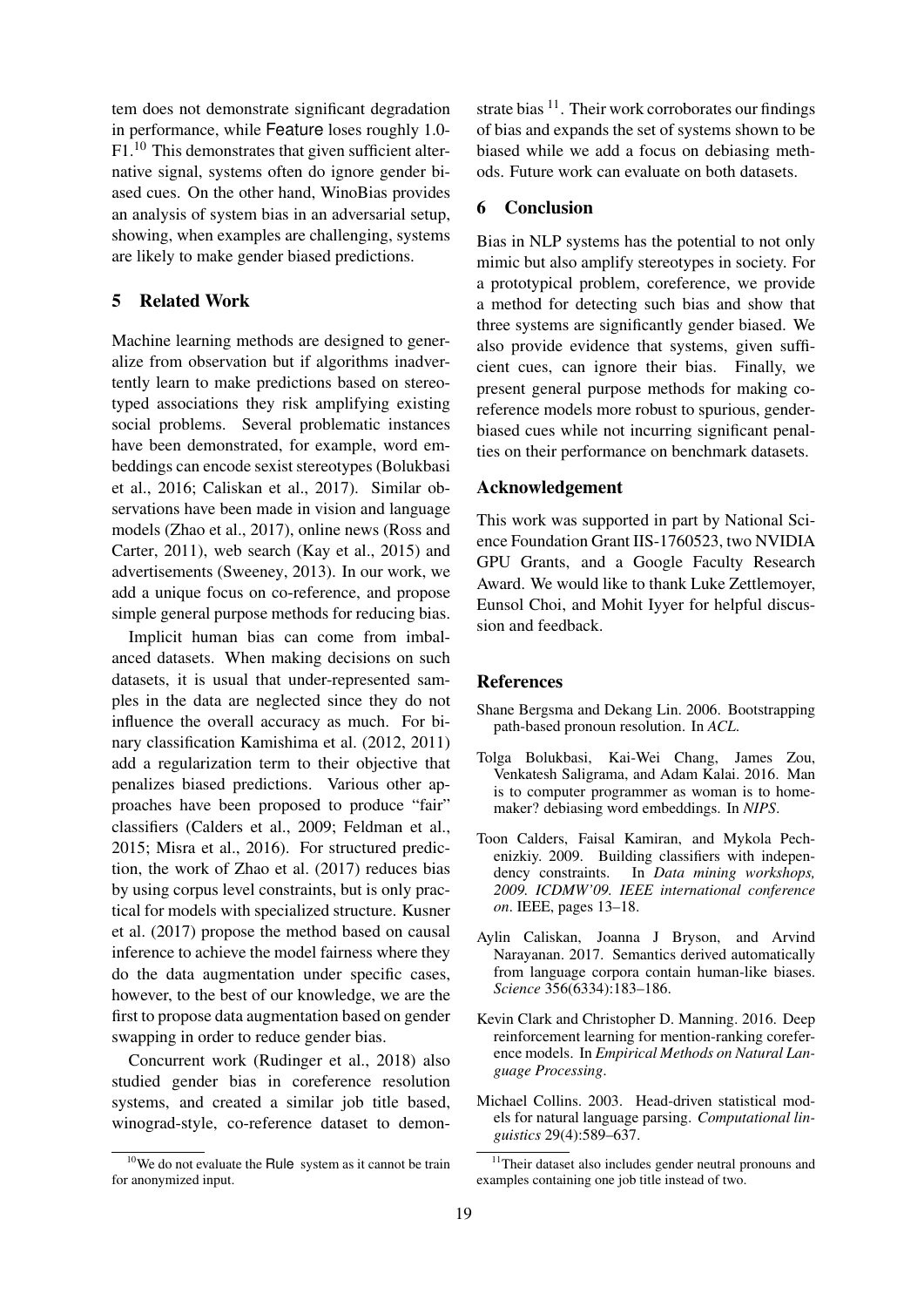tem does not demonstrate significant degradation in performance, while Feature loses roughly 1.0-F1.[10] This demonstrates that given sufficient alternative signal, systems often do ignore gender biased cues. On the other hand, WinoBias provides an analysis of system bias in an adversarial setup, showing, when examples are challenging, systems are likely to make gender biased predictions.

## 5 Related Work

Machine learning methods are designed to generalize from observation but if algorithms inadvertently learn to make predictions based on stereotyped associations they risk amplifying existing social problems. Several problematic instances have been demonstrated, for example, word embeddings can encode sexist stereotypes (Bolukbasi et al., 2016; Caliskan et al., 2017). Similar observations have been made in vision and language models (Zhao et al., 2017), online news (Ross and Carter, 2011), web search (Kay et al., 2015) and advertisements (Sweeney, 2013). In our work, we add a unique focus on co-reference, and propose simple general purpose methods for reducing bias.

Implicit human bias can come from imbalanced datasets. When making decisions on such datasets, it is usual that under-represented samples in the data are neglected since they do not influence the overall accuracy as much. For binary classification Kamishima et al. (2012, 2011) add a regularization term to their objective that penalizes biased predictions. Various other approaches have been proposed to produce "fair" classifiers (Calders et al., 2009; Feldman et al., 2015; Misra et al., 2016). For structured prediction, the work of Zhao et al. (2017) reduces bias by using corpus level constraints, but is only practical for models with specialized structure. Kusner et al. (2017) propose the method based on causal inference to achieve the model fairness where they do the data augmentation under specific cases, however, to the best of our knowledge, we are the first to propose data augmentation based on gender swapping in order to reduce gender bias.

Concurrent work (Rudinger et al., 2018) also studied gender bias in coreference resolution systems, and created a similar job title based, winograd-style, co-reference dataset to demonstrate bias [11]. Their work corroborates our findings of bias and expands the set of systems shown to be biased while we add a focus on debiasing methods. Future work can evaluate on both datasets.

## 6 Conclusion

Bias in NLP systems has the potential to not only mimic but also amplify stereotypes in society. For a prototypical problem, coreference, we provide a method for detecting such bias and show that three systems are significantly gender biased. We also provide evidence that systems, given sufficient cues, can ignore their bias. Finally, we present general purpose methods for making coreference models more robust to spurious, gender-biased cues while not incurring significant penalties on their performance on benchmark datasets.

## Acknowledgement

This work was supported in part by National Science Foundation Grant IIS-1760523, two NVIDIA GPU Grants, and a Google Faculty Research Award. We would like to thank Luke Zettlemoyer, Eunsol Choi, and Mohit Iyyer for helpful discussion and feedback.

## References

Shane Bergsma and Dekang Lin. 2006. Bootstrapping path-based pronoun resolution. In *ACL*.

Tolga Bolukbasi, Kai-Wei Chang, James Zou, Venkatesh Saligrama, and Adam Kalai. 2016. Man is to computer programmer as woman is to homemaker? debiasing word embeddings. In *NIPS*.

Toon Calders, Faisal Kamiran, and Mykola Pechenizkiy. 2009. Building classifiers with independency constraints. In *Data mining workshops, 2009. ICDMW'09. IEEE international conference on*. IEEE, pages 13–18.

Aylin Caliskan, Joanna J Bryson, and Arvind Narayanan. 2017. Semantics derived automatically from language corpora contain human-like biases. *Science* 356(6334):183–186.

Kevin Clark and Christopher D. Manning. 2016. Deep reinforcement learning for mention-ranking coreference models. In *Empirical Methods on Natural Language Processing*.

Michael Collins. 2003. Head-driven statistical models for natural language parsing. *Computational linguistics* 29(4):589–637.

[10] We do not evaluate the Rule system as it cannot be train for anonymized input.

[11] Their dataset also includes gender neutral pronouns and examples containing one job title instead of two.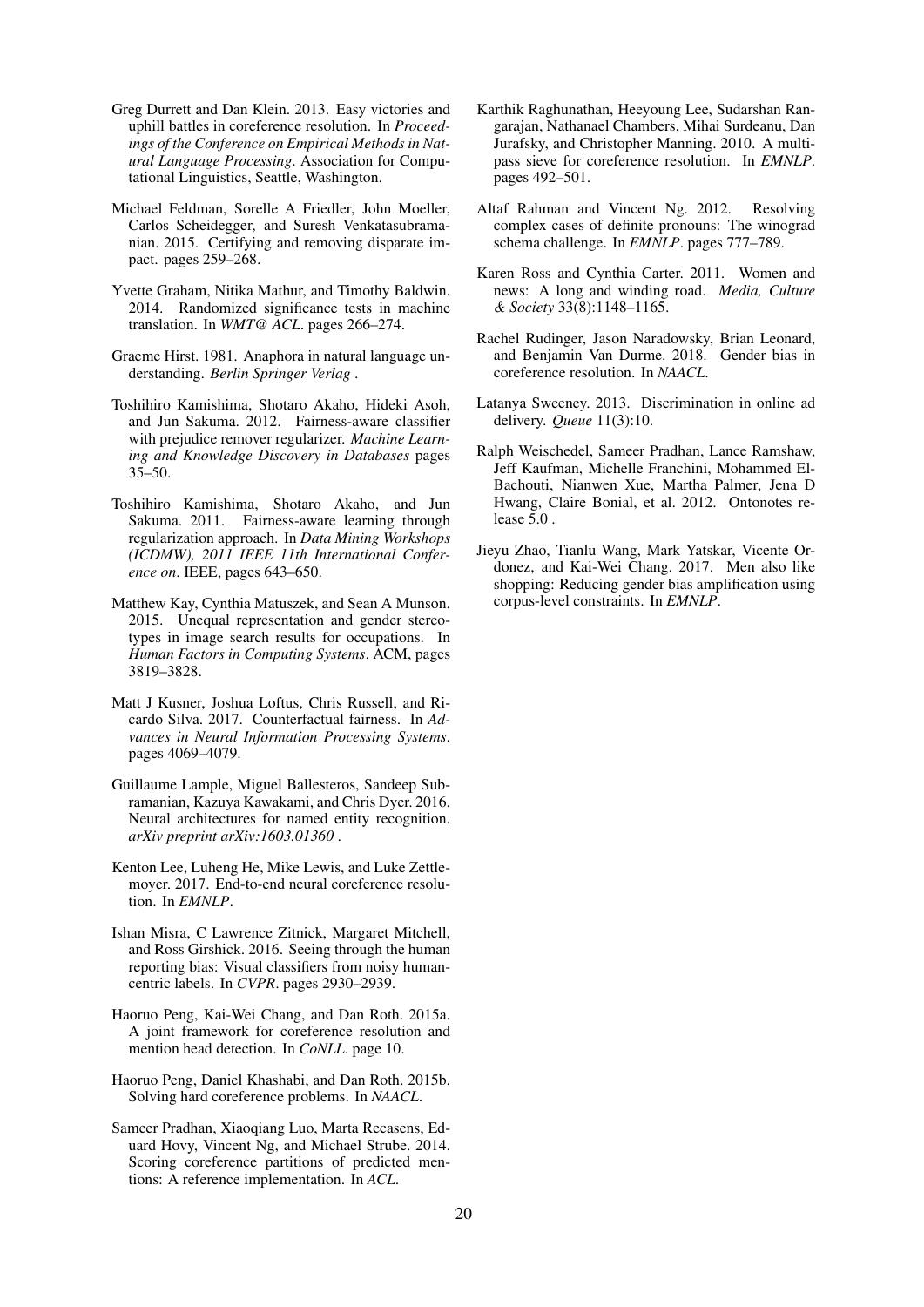Greg Durrett and Dan Klein. 2013. Easy victories and uphill battles in coreference resolution. In *Proceedings of the Conference on Empirical Methods in Natural Language Processing*. Association for Computational Linguistics, Seattle, Washington.

Michael Feldman, Sorelle A Friedler, John Moeller, Carlos Scheidegger, and Suresh Venkatasubramanian. 2015. Certifying and removing disparate impact. pages 259–268.

Yvette Graham, Nitika Mathur, and Timothy Baldwin. 2014. Randomized significance tests in machine translation. In *WMT@ ACL*. pages 266–274.

Graeme Hirst. 1981. Anaphora in natural language understanding. *Berlin Springer Verlag* .

Toshihiro Kamishima, Shotaro Akaho, Hideki Asoh, and Jun Sakuma. 2012. Fairness-aware classifier with prejudice remover regularizer. *Machine Learning and Knowledge Discovery in Databases* pages 35–50.

Toshihiro Kamishima, Shotaro Akaho, and Jun Sakuma. 2011. Fairness-aware learning through regularization approach. In *Data Mining Workshops (ICDMW), 2011 IEEE 11th International Conference on*. IEEE, pages 643–650.

Matthew Kay, Cynthia Matuszek, and Sean A Munson. 2015. Unequal representation and gender stereotypes in image search results for occupations. In *Human Factors in Computing Systems*. ACM, pages 3819–3828.

Matt J Kusner, Joshua Loftus, Chris Russell, and Ricardo Silva. 2017. Counterfactual fairness. In *Advances in Neural Information Processing Systems*. pages 4069–4079.

Guillaume Lample, Miguel Ballesteros, Sandeep Subramanian, Kazuya Kawakami, and Chris Dyer. 2016. Neural architectures for named entity recognition. *arXiv preprint arXiv:1603.01360* .

Kenton Lee, Luheng He, Mike Lewis, and Luke Zettlemoyer. 2017. End-to-end neural coreference resolution. In *EMNLP*.

Ishan Misra, C Lawrence Zitnick, Margaret Mitchell, and Ross Girshick. 2016. Seeing through the human reporting bias: Visual classifiers from noisy human-centric labels. In *CVPR*. pages 2930–2939.

Haoruo Peng, Kai-Wei Chang, and Dan Roth. 2015a. A joint framework for coreference resolution and mention head detection. In *CoNLL*. page 10.

Haoruo Peng, Daniel Khashabi, and Dan Roth. 2015b. Solving hard coreference problems. In *NAACL*.

Sameer Pradhan, Xiaoqiang Luo, Marta Recasens, Eduard Hovy, Vincent Ng, and Michael Strube. 2014. Scoring coreference partitions of predicted mentions: A reference implementation. In *ACL*.

Karthik Raghunathan, Heeyoung Lee, Sudarshan Rangarajan, Nathanael Chambers, Mihai Surdeanu, Dan Jurafsky, and Christopher Manning. 2010. A multi-pass sieve for coreference resolution. In *EMNLP*. pages 492–501.

Altaf Rahman and Vincent Ng. 2012. Resolving complex cases of definite pronouns: The winograd schema challenge. In *EMNLP*. pages 777–789.

Karen Ross and Cynthia Carter. 2011. Women and news: A long and winding road. *Media, Culture & Society* 33(8):1148–1165.

Rachel Rudinger, Jason Naradowsky, Brian Leonard, and Benjamin Van Durme. 2018. Gender bias in coreference resolution. In *NAACL*.

Latanya Sweeney. 2013. Discrimination in online ad delivery. *Queue* 11(3):10.

Ralph Weischedel, Sameer Pradhan, Lance Ramshaw, Jeff Kaufman, Michelle Franchini, Mohammed El-Bachouti, Nianwen Xue, Martha Palmer, Jena D Hwang, Claire Bonial, et al. 2012. Ontonotes release 5.0 .

Jieyu Zhao, Tianlu Wang, Mark Yatskar, Vicente Ordonez, and Kai-Wei Chang. 2017. Men also like shopping: Reducing gender bias amplification using corpus-level constraints. In *EMNLP*.